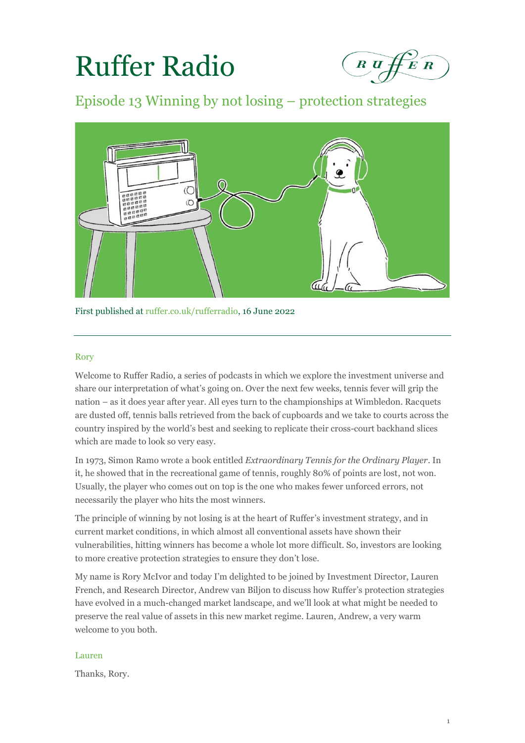# Ruffer Radio

## Episode 13 Winning by not losing – protection strategies

First published at ruffer.co.uk/rufferradio, 16 June 2022

---

Rory

Welcome to Ruffer Radio, a series of podcasts in which we explore the investment universe and share our interpretation of what's going on. Over the next few weeks, tennis fever will grip the nation – as it does year after year. All eyes turn to the championships at Wimbledon. Racquets are dusted off, tennis balls retrieved from the back of cupboards and we take to courts across the country inspired by the world's best and seeking to replicate their cross-court backhand slices which are made to look so very easy.

In 1973, Simon Ramo wrote a book entitled *Extraordinary Tennis for the Ordinary Player*. In it, he showed that in the recreational game of tennis, roughly 80% of points are lost, not won. Usually, the player who comes out on top is the one who makes fewer unforced errors, not necessarily the player who hits the most winners.

The principle of winning by not losing is at the heart of Ruffer's investment strategy, and in current market conditions, in which almost all conventional assets have shown their vulnerabilities, hitting winners has become a whole lot more difficult. So, investors are looking to more creative protection strategies to ensure they don't lose.

My name is Rory McIvor and today I'm delighted to be joined by Investment Director, Lauren French, and Research Director, Andrew van Biljon to discuss how Ruffer's protection strategies have evolved in a much-changed market landscape, and we'll look at what might be needed to preserve the real value of assets in this new market regime. Lauren, Andrew, a very warm welcome to you both.

Lauren

Thanks, Rory.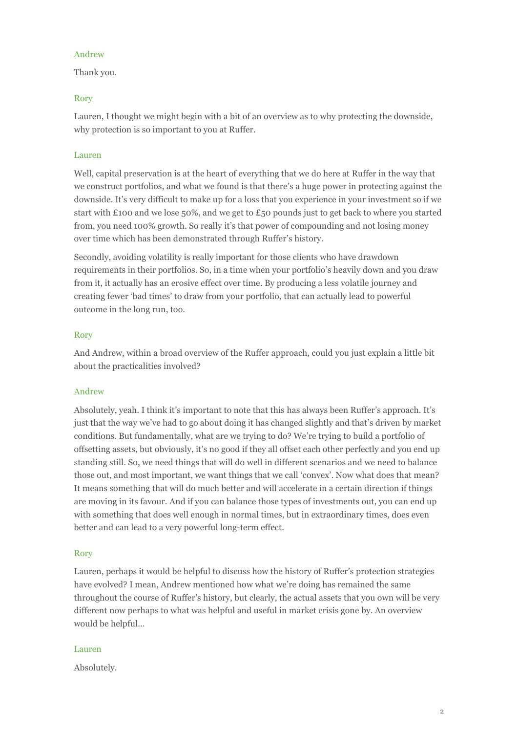Andrew

Thank you.

Rory

Lauren, I thought we might begin with a bit of an overview as to why protecting the downside, why protection is so important to you at Ruffer.

Lauren

Well, capital preservation is at the heart of everything that we do here at Ruffer in the way that we construct portfolios, and what we found is that there's a huge power in protecting against the downside. It's very difficult to make up for a loss that you experience in your investment so if we start with £100 and we lose 50%, and we get to £50 pounds just to get back to where you started from, you need 100% growth. So really it's that power of compounding and not losing money over time which has been demonstrated through Ruffer's history.

Secondly, avoiding volatility is really important for those clients who have drawdown requirements in their portfolios. So, in a time when your portfolio's heavily down and you draw from it, it actually has an erosive effect over time. By producing a less volatile journey and creating fewer 'bad times' to draw from your portfolio, that can actually lead to powerful outcome in the long run, too.

Rory

And Andrew, within a broad overview of the Ruffer approach, could you just explain a little bit about the practicalities involved?

Andrew

Absolutely, yeah. I think it's important to note that this has always been Ruffer's approach. It's just that the way we've had to go about doing it has changed slightly and that's driven by market conditions. But fundamentally, what are we trying to do? We're trying to build a portfolio of offsetting assets, but obviously, it's no good if they all offset each other perfectly and you end up standing still. So, we need things that will do well in different scenarios and we need to balance those out, and most important, we want things that we call 'convex'. Now what does that mean? It means something that will do much better and will accelerate in a certain direction if things are moving in its favour. And if you can balance those types of investments out, you can end up with something that does well enough in normal times, but in extraordinary times, does even better and can lead to a very powerful long-term effect.

Rory

Lauren, perhaps it would be helpful to discuss how the history of Ruffer's protection strategies have evolved? I mean, Andrew mentioned how what we're doing has remained the same throughout the course of Ruffer's history, but clearly, the actual assets that you own will be very different now perhaps to what was helpful and useful in market crisis gone by. An overview would be helpful…

Lauren

Absolutely.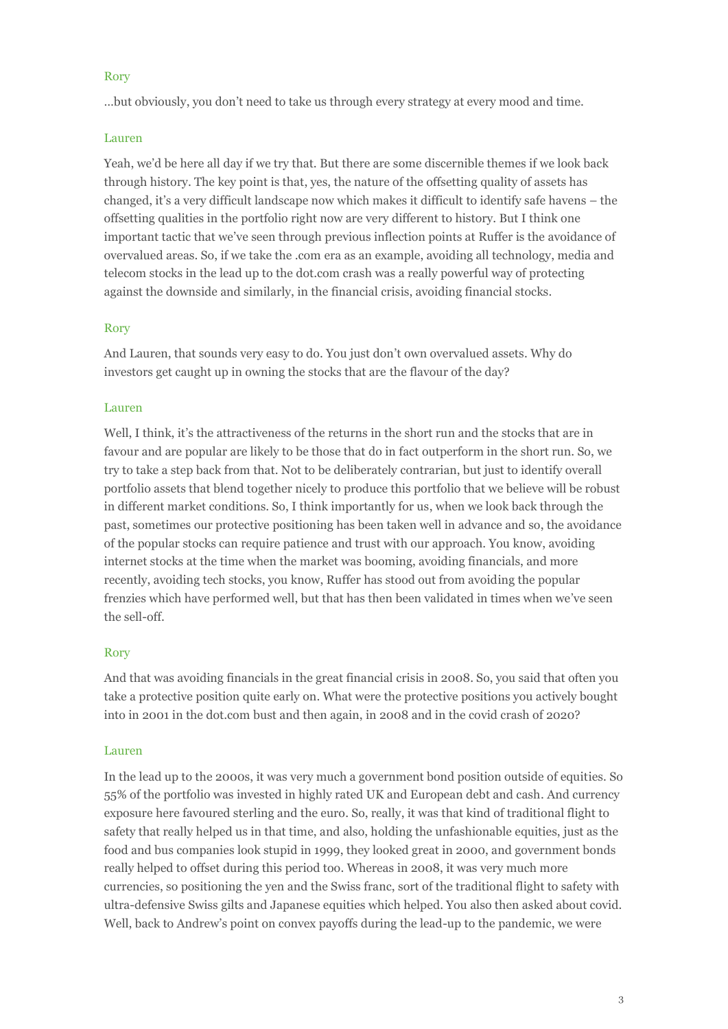Rory

…but obviously, you don't need to take us through every strategy at every mood and time.

Lauren

Yeah, we'd be here all day if we try that. But there are some discernible themes if we look back through history. The key point is that, yes, the nature of the offsetting quality of assets has changed, it's a very difficult landscape now which makes it difficult to identify safe havens – the offsetting qualities in the portfolio right now are very different to history. But I think one important tactic that we've seen through previous inflection points at Ruffer is the avoidance of overvalued areas. So, if we take the .com era as an example, avoiding all technology, media and telecom stocks in the lead up to the dot.com crash was a really powerful way of protecting against the downside and similarly, in the financial crisis, avoiding financial stocks.

Rory

And Lauren, that sounds very easy to do. You just don't own overvalued assets. Why do investors get caught up in owning the stocks that are the flavour of the day?

Lauren

Well, I think, it's the attractiveness of the returns in the short run and the stocks that are in favour and are popular are likely to be those that do in fact outperform in the short run. So, we try to take a step back from that. Not to be deliberately contrarian, but just to identify overall portfolio assets that blend together nicely to produce this portfolio that we believe will be robust in different market conditions. So, I think importantly for us, when we look back through the past, sometimes our protective positioning has been taken well in advance and so, the avoidance of the popular stocks can require patience and trust with our approach. You know, avoiding internet stocks at the time when the market was booming, avoiding financials, and more recently, avoiding tech stocks, you know, Ruffer has stood out from avoiding the popular frenzies which have performed well, but that has then been validated in times when we've seen the sell-off.

Rory

And that was avoiding financials in the great financial crisis in 2008. So, you said that often you take a protective position quite early on. What were the protective positions you actively bought into in 2001 in the dot.com bust and then again, in 2008 and in the covid crash of 2020?

Lauren

In the lead up to the 2000s, it was very much a government bond position outside of equities. So 55% of the portfolio was invested in highly rated UK and European debt and cash. And currency exposure here favoured sterling and the euro. So, really, it was that kind of traditional flight to safety that really helped us in that time, and also, holding the unfashionable equities, just as the food and bus companies look stupid in 1999, they looked great in 2000, and government bonds really helped to offset during this period too. Whereas in 2008, it was very much more currencies, so positioning the yen and the Swiss franc, sort of the traditional flight to safety with ultra-defensive Swiss gilts and Japanese equities which helped. You also then asked about covid. Well, back to Andrew's point on convex payoffs during the lead-up to the pandemic, we were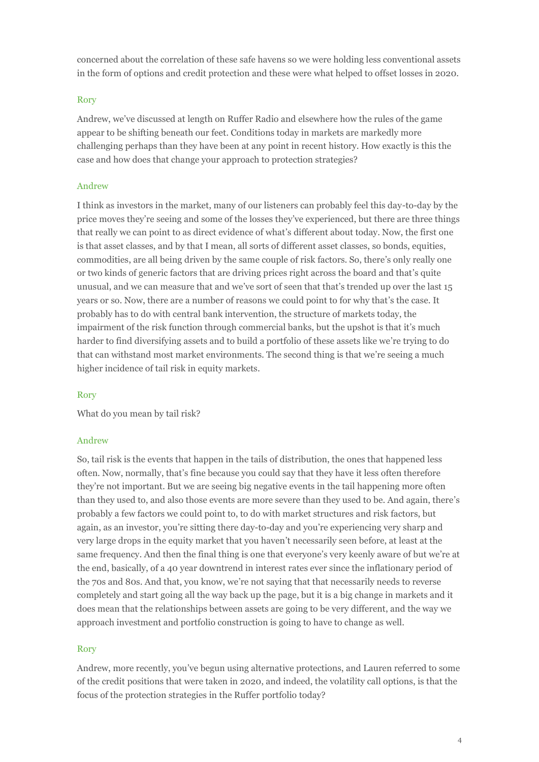concerned about the correlation of these safe havens so we were holding less conventional assets in the form of options and credit protection and these were what helped to offset losses in 2020.

Rory

Andrew, we've discussed at length on Ruffer Radio and elsewhere how the rules of the game appear to be shifting beneath our feet. Conditions today in markets are markedly more challenging perhaps than they have been at any point in recent history. How exactly is this the case and how does that change your approach to protection strategies?

Andrew

I think as investors in the market, many of our listeners can probably feel this day-to-day by the price moves they're seeing and some of the losses they've experienced, but there are three things that really we can point to as direct evidence of what's different about today. Now, the first one is that asset classes, and by that I mean, all sorts of different asset classes, so bonds, equities, commodities, are all being driven by the same couple of risk factors. So, there's only really one or two kinds of generic factors that are driving prices right across the board and that's quite unusual, and we can measure that and we've sort of seen that that's trended up over the last 15 years or so. Now, there are a number of reasons we could point to for why that's the case. It probably has to do with central bank intervention, the structure of markets today, the impairment of the risk function through commercial banks, but the upshot is that it's much harder to find diversifying assets and to build a portfolio of these assets like we're trying to do that can withstand most market environments. The second thing is that we're seeing a much higher incidence of tail risk in equity markets.

Rory

What do you mean by tail risk?

Andrew

So, tail risk is the events that happen in the tails of distribution, the ones that happened less often. Now, normally, that's fine because you could say that they have it less often therefore they're not important. But we are seeing big negative events in the tail happening more often than they used to, and also those events are more severe than they used to be. And again, there's probably a few factors we could point to, to do with market structures and risk factors, but again, as an investor, you're sitting there day-to-day and you're experiencing very sharp and very large drops in the equity market that you haven't necessarily seen before, at least at the same frequency. And then the final thing is one that everyone's very keenly aware of but we're at the end, basically, of a 40 year downtrend in interest rates ever since the inflationary period of the 70s and 80s. And that, you know, we're not saying that that necessarily needs to reverse completely and start going all the way back up the page, but it is a big change in markets and it does mean that the relationships between assets are going to be very different, and the way we approach investment and portfolio construction is going to have to change as well.

Rory

Andrew, more recently, you've begun using alternative protections, and Lauren referred to some of the credit positions that were taken in 2020, and indeed, the volatility call options, is that the focus of the protection strategies in the Ruffer portfolio today?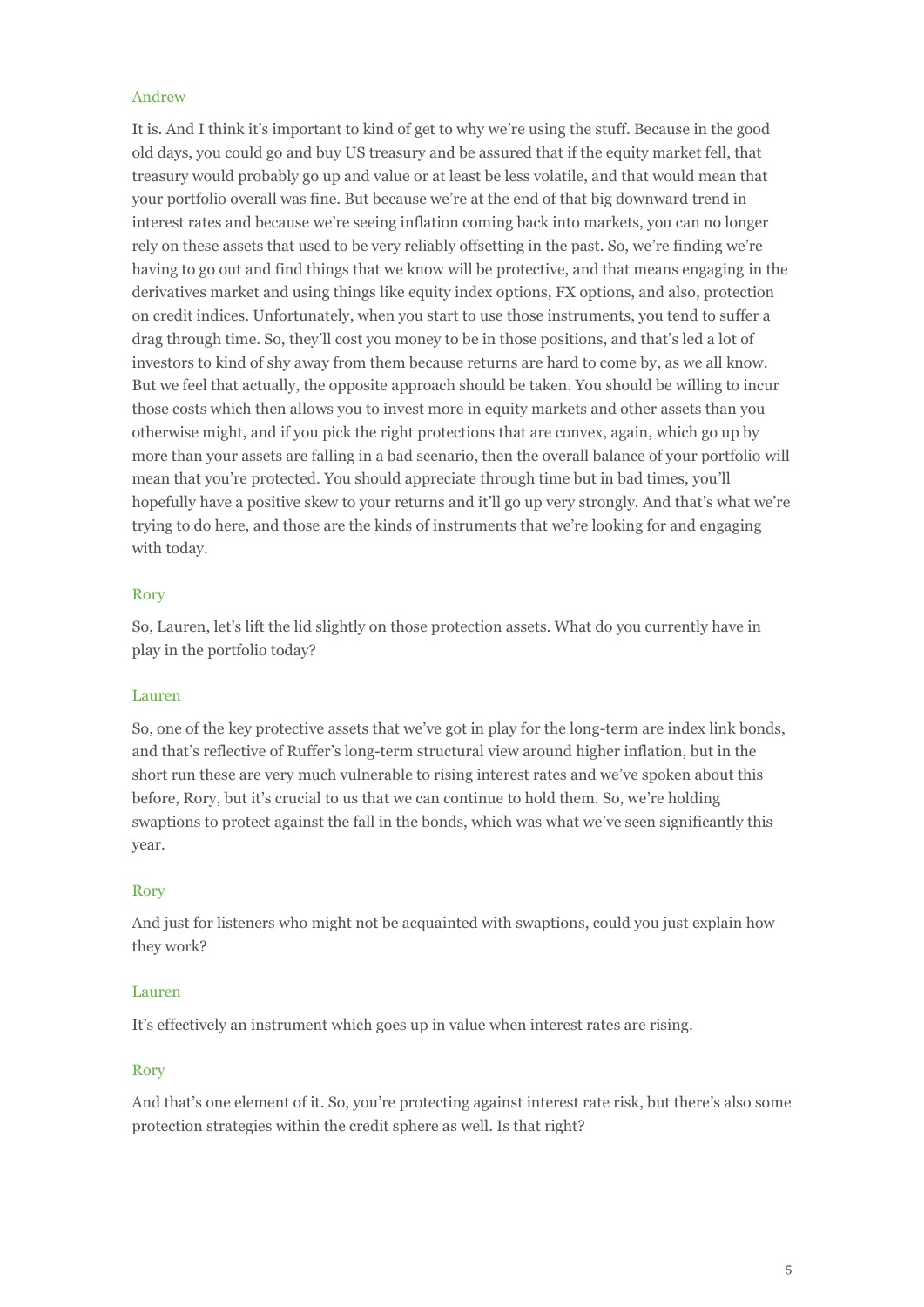Andrew

It is. And I think it's important to kind of get to why we're using the stuff. Because in the good old days, you could go and buy US treasury and be assured that if the equity market fell, that treasury would probably go up and value or at least be less volatile, and that would mean that your portfolio overall was fine. But because we're at the end of that big downward trend in interest rates and because we're seeing inflation coming back into markets, you can no longer rely on these assets that used to be very reliably offsetting in the past. So, we're finding we're having to go out and find things that we know will be protective, and that means engaging in the derivatives market and using things like equity index options, FX options, and also, protection on credit indices. Unfortunately, when you start to use those instruments, you tend to suffer a drag through time. So, they'll cost you money to be in those positions, and that's led a lot of investors to kind of shy away from them because returns are hard to come by, as we all know. But we feel that actually, the opposite approach should be taken. You should be willing to incur those costs which then allows you to invest more in equity markets and other assets than you otherwise might, and if you pick the right protections that are convex, again, which go up by more than your assets are falling in a bad scenario, then the overall balance of your portfolio will mean that you're protected. You should appreciate through time but in bad times, you'll hopefully have a positive skew to your returns and it'll go up very strongly. And that's what we're trying to do here, and those are the kinds of instruments that we're looking for and engaging with today.

Rory

So, Lauren, let's lift the lid slightly on those protection assets. What do you currently have in play in the portfolio today?

Lauren

So, one of the key protective assets that we've got in play for the long-term are index link bonds, and that's reflective of Ruffer's long-term structural view around higher inflation, but in the short run these are very much vulnerable to rising interest rates and we've spoken about this before, Rory, but it's crucial to us that we can continue to hold them. So, we're holding swaptions to protect against the fall in the bonds, which was what we've seen significantly this year.

Rory

And just for listeners who might not be acquainted with swaptions, could you just explain how they work?

Lauren

It's effectively an instrument which goes up in value when interest rates are rising.

Rory

And that's one element of it. So, you're protecting against interest rate risk, but there's also some protection strategies within the credit sphere as well. Is that right?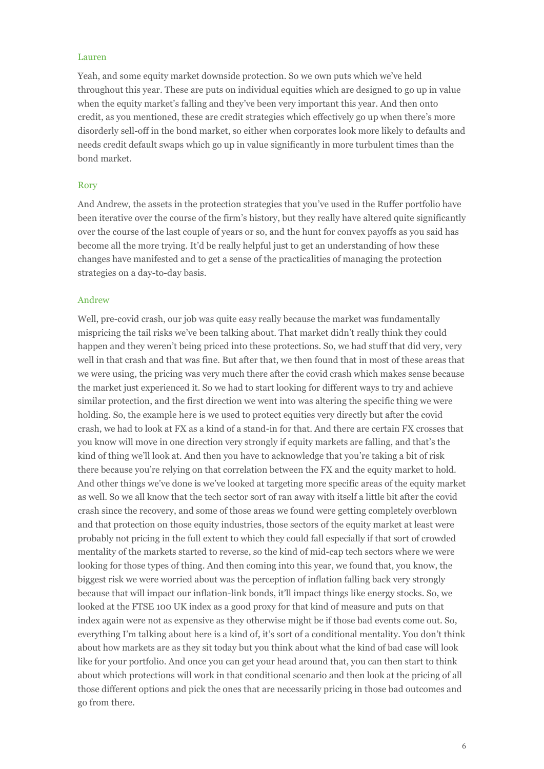Lauren

Yeah, and some equity market downside protection. So we own puts which we've held throughout this year. These are puts on individual equities which are designed to go up in value when the equity market's falling and they've been very important this year. And then onto credit, as you mentioned, these are credit strategies which effectively go up when there's more disorderly sell-off in the bond market, so either when corporates look more likely to defaults and needs credit default swaps which go up in value significantly in more turbulent times than the bond market.

Rory

And Andrew, the assets in the protection strategies that you've used in the Ruffer portfolio have been iterative over the course of the firm's history, but they really have altered quite significantly over the course of the last couple of years or so, and the hunt for convex payoffs as you said has become all the more trying. It'd be really helpful just to get an understanding of how these changes have manifested and to get a sense of the practicalities of managing the protection strategies on a day-to-day basis.

Andrew

Well, pre-covid crash, our job was quite easy really because the market was fundamentally mispricing the tail risks we've been talking about. That market didn't really think they could happen and they weren't being priced into these protections. So, we had stuff that did very, very well in that crash and that was fine. But after that, we then found that in most of these areas that we were using, the pricing was very much there after the covid crash which makes sense because the market just experienced it. So we had to start looking for different ways to try and achieve similar protection, and the first direction we went into was altering the specific thing we were holding. So, the example here is we used to protect equities very directly but after the covid crash, we had to look at FX as a kind of a stand-in for that. And there are certain FX crosses that you know will move in one direction very strongly if equity markets are falling, and that's the kind of thing we'll look at. And then you have to acknowledge that you're taking a bit of risk there because you're relying on that correlation between the FX and the equity market to hold. And other things we've done is we've looked at targeting more specific areas of the equity market as well. So we all know that the tech sector sort of ran away with itself a little bit after the covid crash since the recovery, and some of those areas we found were getting completely overblown and that protection on those equity industries, those sectors of the equity market at least were probably not pricing in the full extent to which they could fall especially if that sort of crowded mentality of the markets started to reverse, so the kind of mid-cap tech sectors where we were looking for those types of thing. And then coming into this year, we found that, you know, the biggest risk we were worried about was the perception of inflation falling back very strongly because that will impact our inflation-link bonds, it'll impact things like energy stocks. So, we looked at the FTSE 100 UK index as a good proxy for that kind of measure and puts on that index again were not as expensive as they otherwise might be if those bad events come out. So, everything I'm talking about here is a kind of, it's sort of a conditional mentality. You don't think about how markets are as they sit today but you think about what the kind of bad case will look like for your portfolio. And once you can get your head around that, you can then start to think about which protections will work in that conditional scenario and then look at the pricing of all those different options and pick the ones that are necessarily pricing in those bad outcomes and go from there.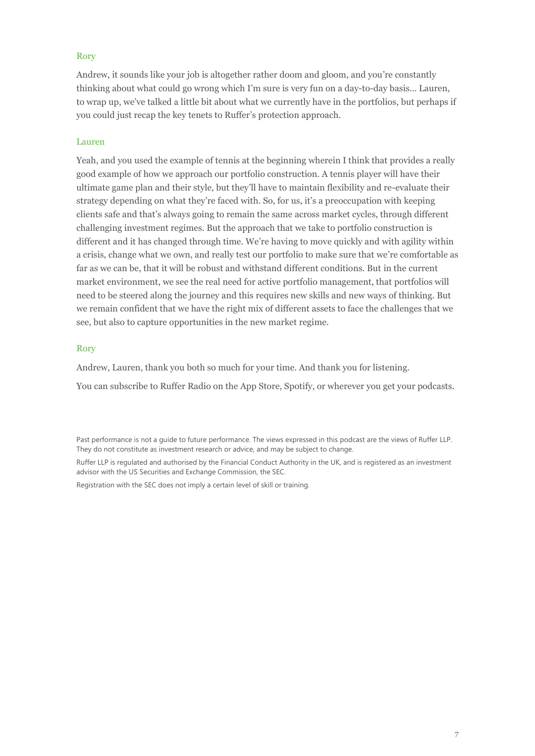Rory

Andrew, it sounds like your job is altogether rather doom and gloom, and you're constantly thinking about what could go wrong which I'm sure is very fun on a day-to-day basis… Lauren, to wrap up, we've talked a little bit about what we currently have in the portfolios, but perhaps if you could just recap the key tenets to Ruffer's protection approach.

Lauren

Yeah, and you used the example of tennis at the beginning wherein I think that provides a really good example of how we approach our portfolio construction. A tennis player will have their ultimate game plan and their style, but they'll have to maintain flexibility and re-evaluate their strategy depending on what they're faced with. So, for us, it's a preoccupation with keeping clients safe and that's always going to remain the same across market cycles, through different challenging investment regimes. But the approach that we take to portfolio construction is different and it has changed through time. We're having to move quickly and with agility within a crisis, change what we own, and really test our portfolio to make sure that we're comfortable as far as we can be, that it will be robust and withstand different conditions. But in the current market environment, we see the real need for active portfolio management, that portfolios will need to be steered along the journey and this requires new skills and new ways of thinking. But we remain confident that we have the right mix of different assets to face the challenges that we see, but also to capture opportunities in the new market regime.

Rory

Andrew, Lauren, thank you both so much for your time. And thank you for listening.

You can subscribe to Ruffer Radio on the App Store, Spotify, or wherever you get your podcasts.

Past performance is not a guide to future performance. The views expressed in this podcast are the views of Ruffer LLP. They do not constitute as investment research or advice, and may be subject to change.

Ruffer LLP is regulated and authorised by the Financial Conduct Authority in the UK, and is registered as an investment advisor with the US Securities and Exchange Commission, the SEC.

Registration with the SEC does not imply a certain level of skill or training.